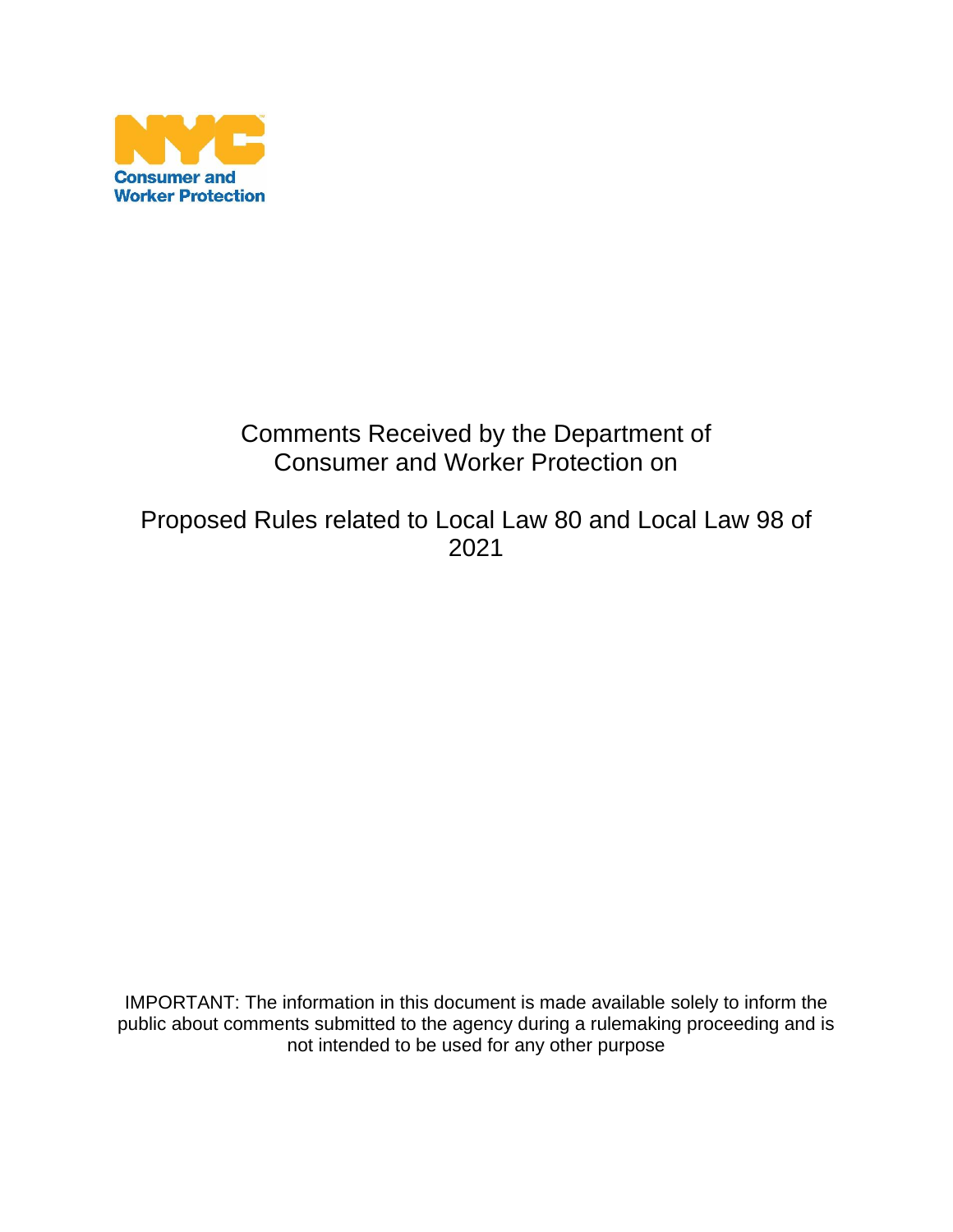NYC Consumer and Worker Protection

# Comments Received by the Department of Consumer and Worker Protection on

# Proposed Rules related to Local Law 80 and Local Law 98 of 2021

IMPORTANT: The information in this document is made available solely to inform the public about comments submitted to the agency during a rulemaking proceeding and is not intended to be used for any other purpose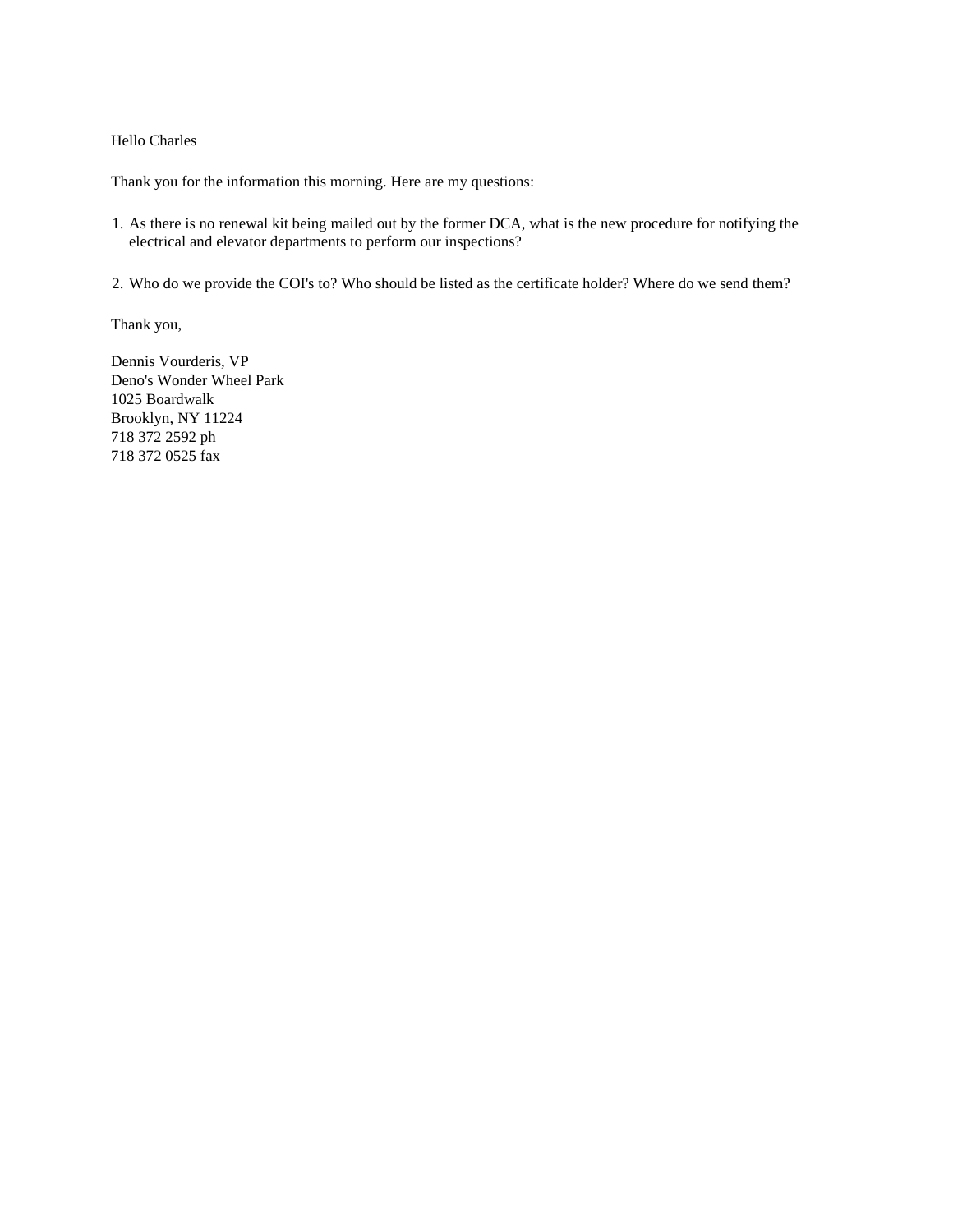Hello Charles

Thank you for the information this morning. Here are my questions:

1. As there is no renewal kit being mailed out by the former DCA, what is the new procedure for notifying the electrical and elevator departments to perform our inspections?

2. Who do we provide the COI's to? Who should be listed as the certificate holder? Where do we send them?

Thank you,

Dennis Vourderis, VP  
Deno's Wonder Wheel Park  
1025 Boardwalk  
Brooklyn, NY 11224  
718 372 2592 ph  
718 372 0525 fax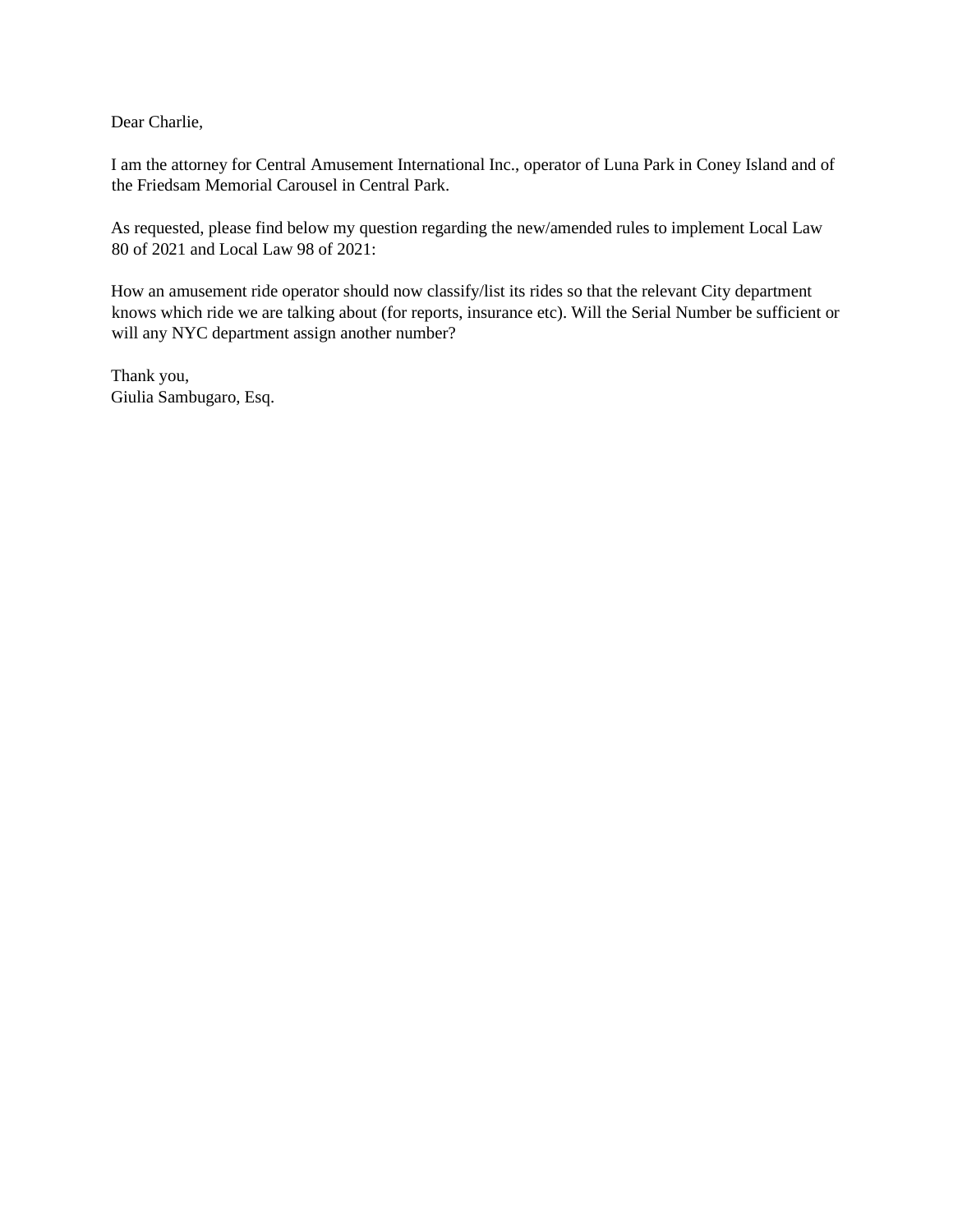Dear Charlie,

I am the attorney for Central Amusement International Inc., operator of Luna Park in Coney Island and of the Friedsam Memorial Carousel in Central Park.

As requested, please find below my question regarding the new/amended rules to implement Local Law 80 of 2021 and Local Law 98 of 2021:

How an amusement ride operator should now classify/list its rides so that the relevant City department knows which ride we are talking about (for reports, insurance etc). Will the Serial Number be sufficient or will any NYC department assign another number?

Thank you,
Giulia Sambugaro, Esq.